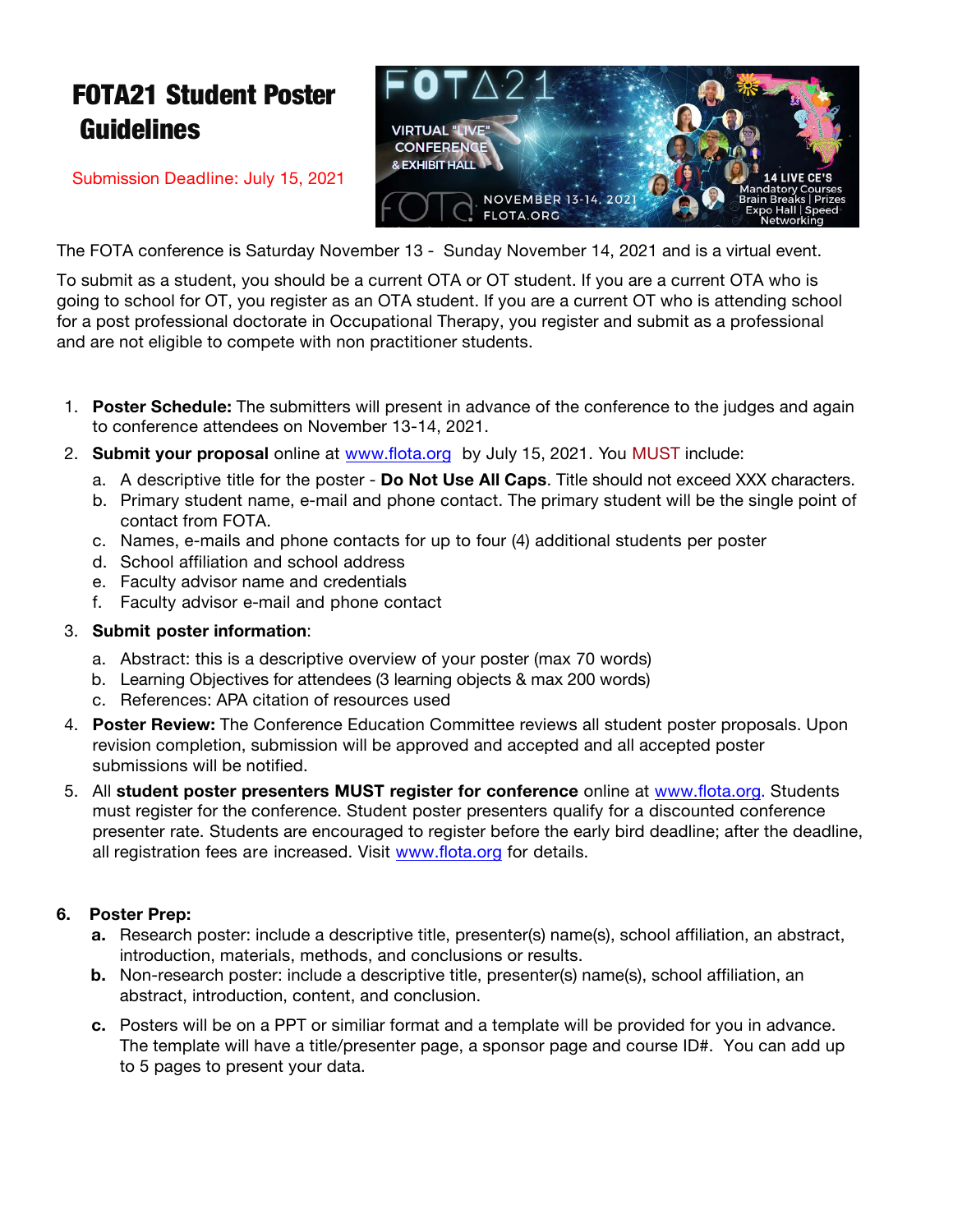# FOTA21 Student Poster Guidelines

Submission Deadline: July 15, 2021

The FOTA conference is Saturday November 13 - Sunday November 14, 2021 and is a virtual event.

To submit as a student, you should be a current OTA or OT student. If you are a current OTA who is going to school for OT, you register as an OTA student. If you are a current OT who is attending school for a post professional doctorate in Occupational Therapy, you register and submit as a professional and are not eligible to compete with non practitioner students.

1. **Poster Schedule:** The submitters will present in advance of the conference to the judges and again to conference attendees on November 13-14, 2021.
2. **Submit your proposal** online at www.flota.org by July 15, 2021. You MUST include:
   a. A descriptive title for the poster - **Do Not Use All Caps**. Title should not exceed XXX characters.
   b. Primary student name, e-mail and phone contact. The primary student will be the single point of contact from FOTA.
   c. Names, e-mails and phone contacts for up to four (4) additional students per poster
   d. School affiliation and school address
   e. Faculty advisor name and credentials
   f. Faculty advisor e-mail and phone contact
3. **Submit poster information**:
   a. Abstract: this is a descriptive overview of your poster (max 70 words)
   b. Learning Objectives for attendees (3 learning objects & max 200 words)
   c. References: APA citation of resources used
4. **Poster Review:** The Conference Education Committee reviews all student poster proposals. Upon revision completion, submission will be approved and accepted and all accepted poster submissions will be notified.
5. All **student poster presenters MUST register for conference** online at www.flota.org. Students must register for the conference. Student poster presenters qualify for a discounted conference presenter rate. Students are encouraged to register before the early bird deadline; after the deadline, all registration fees are increased. Visit www.flota.org for details.

6. **Poster Prep:**
   **a.** Research poster: include a descriptive title, presenter(s) name(s), school affiliation, an abstract, introduction, materials, methods, and conclusions or results.
   **b.** Non-research poster: include a descriptive title, presenter(s) name(s), school affiliation, an abstract, introduction, content, and conclusion.
   **c.** Posters will be on a PPT or similiar format and a template will be provided for you in advance. The template will have a title/presenter page, a sponsor page and course ID#. You can add up to 5 pages to present your data.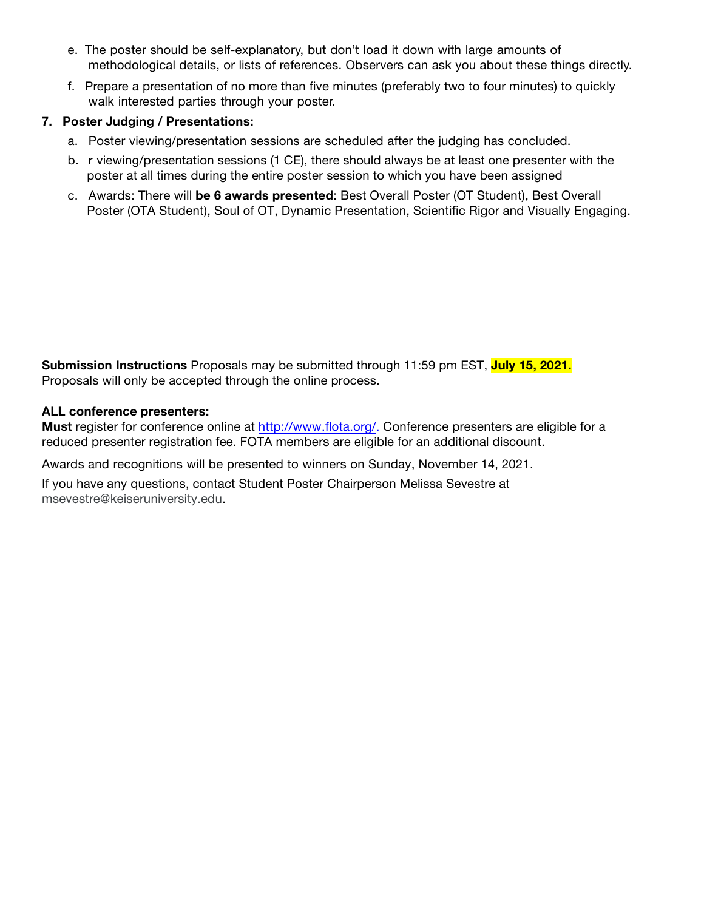e. The poster should be self-explanatory, but don't load it down with large amounts of methodological details, or lists of references. Observers can ask you about these things directly.

f. Prepare a presentation of no more than five minutes (preferably two to four minutes) to quickly walk interested parties through your poster.

7. **Poster Judging / Presentations:**

   a. Poster viewing/presentation sessions are scheduled after the judging has concluded.

   b. r viewing/presentation sessions (1 CE), there should always be at least one presenter with the poster at all times during the entire poster session to which you have been assigned

   c. Awards: There will **be 6 awards presented**: Best Overall Poster (OT Student), Best Overall Poster (OTA Student), Soul of OT, Dynamic Presentation, Scientific Rigor and Visually Engaging.

**Submission Instructions** Proposals may be submitted through 11:59 pm EST, **July 15, 2021.** Proposals will only be accepted through the online process.

**ALL conference presenters:**

**Must** register for conference online at http://www.flota.org/. Conference presenters are eligible for a reduced presenter registration fee. FOTA members are eligible for an additional discount.

Awards and recognitions will be presented to winners on Sunday, November 14, 2021.

If you have any questions, contact Student Poster Chairperson Melissa Sevestre at msevestre@keiseruniversity.edu.